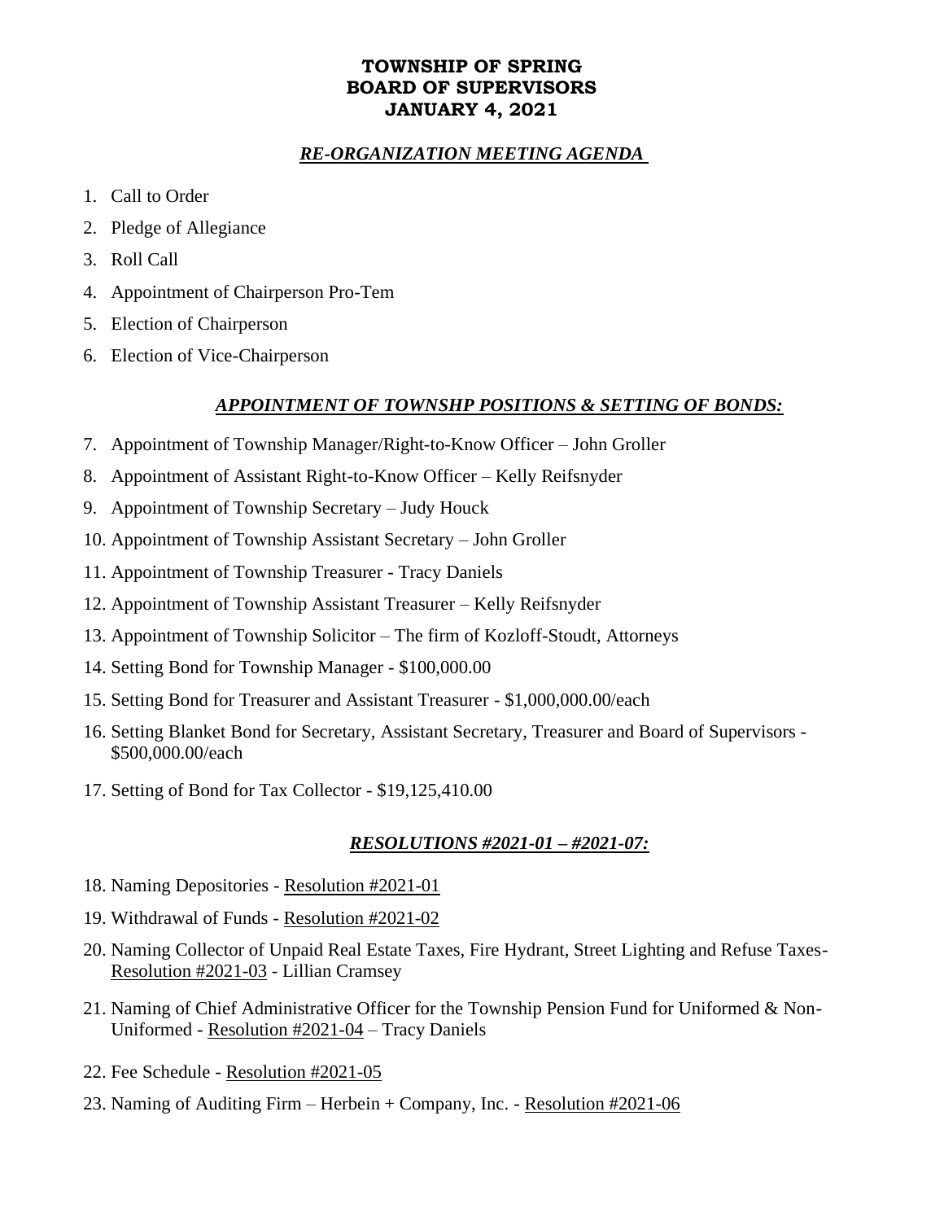# TOWNSHIP OF SPRING
# BOARD OF SUPERVISORS
# JANUARY 4, 2021

## ***RE-ORGANIZATION MEETING AGENDA***

1. Call to Order
2. Pledge of Allegiance
3. Roll Call
4. Appointment of Chairperson Pro-Tem
5. Election of Chairperson
6. Election of Vice-Chairperson

## ***APPOINTMENT OF TOWNSHP POSITIONS & SETTING OF BONDS:***

7. Appointment of Township Manager/Right-to-Know Officer – John Groller
8. Appointment of Assistant Right-to-Know Officer – Kelly Reifsnyder
9. Appointment of Township Secretary – Judy Houck
10. Appointment of Township Assistant Secretary – John Groller
11. Appointment of Township Treasurer - Tracy Daniels
12. Appointment of Township Assistant Treasurer – Kelly Reifsnyder
13. Appointment of Township Solicitor – The firm of Kozloff-Stoudt, Attorneys
14. Setting Bond for Township Manager - $100,000.00
15. Setting Bond for Treasurer and Assistant Treasurer - $1,000,000.00/each
16. Setting Blanket Bond for Secretary, Assistant Secretary, Treasurer and Board of Supervisors - $500,000.00/each
17. Setting of Bond for Tax Collector - $19,125,410.00

## ***RESOLUTIONS #2021-01 – #2021-07:***

18. Naming Depositories - Resolution #2021-01
19. Withdrawal of Funds - Resolution #2021-02
20. Naming Collector of Unpaid Real Estate Taxes, Fire Hydrant, Street Lighting and Refuse Taxes- Resolution #2021-03 - Lillian Cramsey
21. Naming of Chief Administrative Officer for the Township Pension Fund for Uniformed & Non-Uniformed - Resolution #2021-04 – Tracy Daniels
22. Fee Schedule - Resolution #2021-05
23. Naming of Auditing Firm – Herbein + Company, Inc. - Resolution #2021-06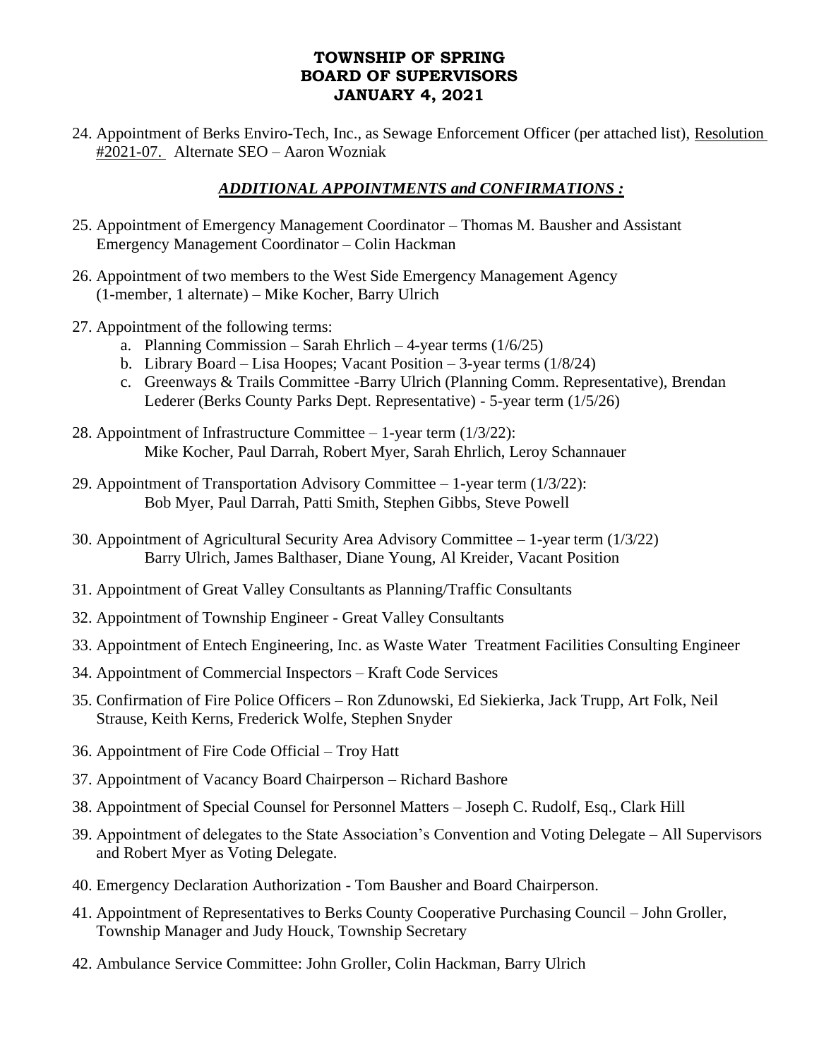# TOWNSHIP OF SPRING
# BOARD OF SUPERVISORS
# JANUARY 4, 2021

24. Appointment of Berks Enviro-Tech, Inc., as Sewage Enforcement Officer (per attached list), Resolution #2021-07. Alternate SEO – Aaron Wozniak

## *ADDITIONAL APPOINTMENTS and CONFIRMATIONS :*

25. Appointment of Emergency Management Coordinator – Thomas M. Bausher and Assistant Emergency Management Coordinator – Colin Hackman

26. Appointment of two members to the West Side Emergency Management Agency (1-member, 1 alternate) – Mike Kocher, Barry Ulrich

27. Appointment of the following terms:
    a. Planning Commission – Sarah Ehrlich – 4-year terms (1/6/25)
    b. Library Board – Lisa Hoopes; Vacant Position – 3-year terms (1/8/24)
    c. Greenways & Trails Committee -Barry Ulrich (Planning Comm. Representative), Brendan Lederer (Berks County Parks Dept. Representative) - 5-year term (1/5/26)

28. Appointment of Infrastructure Committee – 1-year term (1/3/22):
    Mike Kocher, Paul Darrah, Robert Myer, Sarah Ehrlich, Leroy Schannauer

29. Appointment of Transportation Advisory Committee – 1-year term (1/3/22):
    Bob Myer, Paul Darrah, Patti Smith, Stephen Gibbs, Steve Powell

30. Appointment of Agricultural Security Area Advisory Committee – 1-year term (1/3/22)
    Barry Ulrich, James Balthaser, Diane Young, Al Kreider, Vacant Position

31. Appointment of Great Valley Consultants as Planning/Traffic Consultants

32. Appointment of Township Engineer - Great Valley Consultants

33. Appointment of Entech Engineering, Inc. as Waste Water Treatment Facilities Consulting Engineer

34. Appointment of Commercial Inspectors – Kraft Code Services

35. Confirmation of Fire Police Officers – Ron Zdunowski, Ed Siekierka, Jack Trupp, Art Folk, Neil Strause, Keith Kerns, Frederick Wolfe, Stephen Snyder

36. Appointment of Fire Code Official – Troy Hatt

37. Appointment of Vacancy Board Chairperson – Richard Bashore

38. Appointment of Special Counsel for Personnel Matters – Joseph C. Rudolf, Esq., Clark Hill

39. Appointment of delegates to the State Association's Convention and Voting Delegate – All Supervisors and Robert Myer as Voting Delegate.

40. Emergency Declaration Authorization - Tom Bausher and Board Chairperson.

41. Appointment of Representatives to Berks County Cooperative Purchasing Council – John Groller, Township Manager and Judy Houck, Township Secretary

42. Ambulance Service Committee: John Groller, Colin Hackman, Barry Ulrich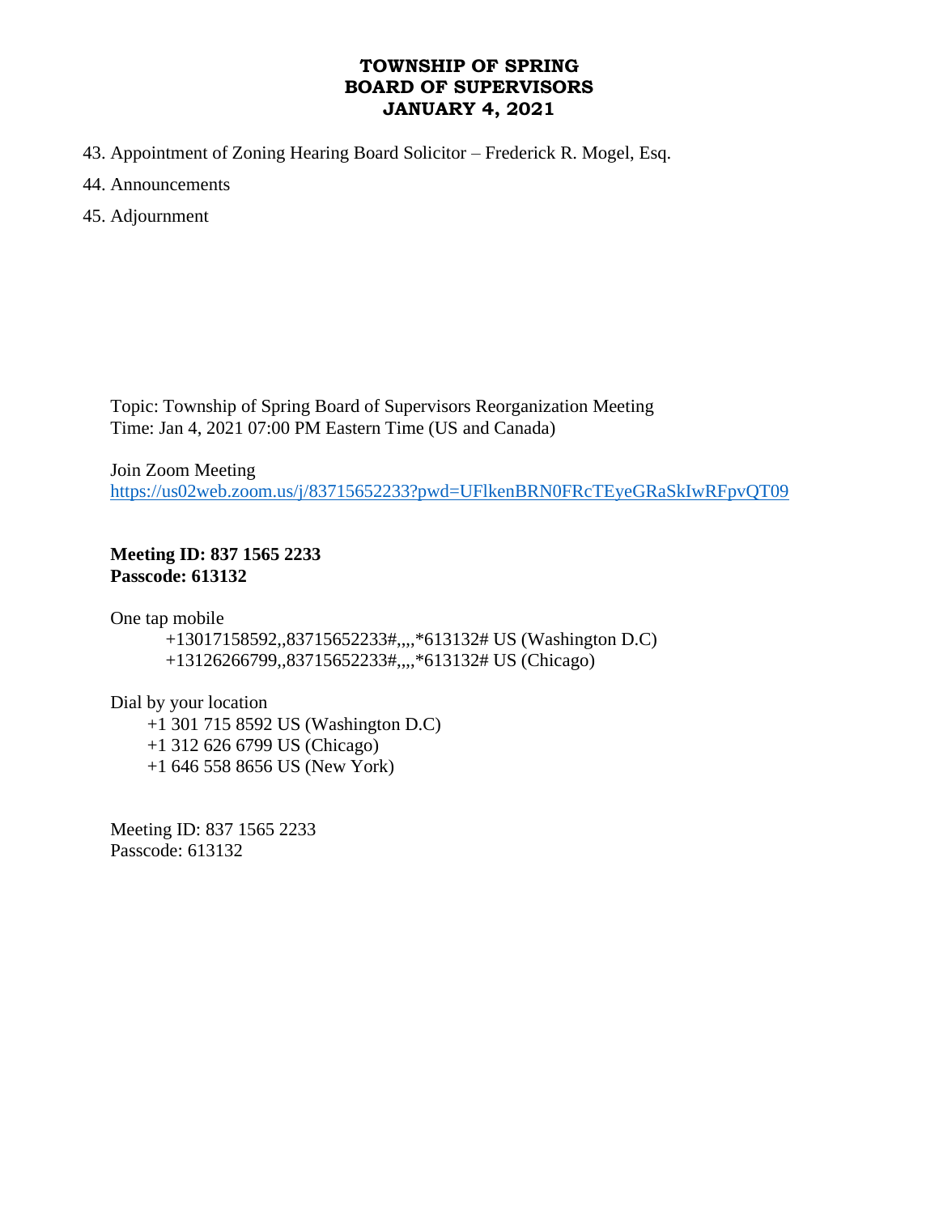**TOWNSHIP OF SPRING**
**BOARD OF SUPERVISORS**
**JANUARY 4, 2021**

43. Appointment of Zoning Hearing Board Solicitor – Frederick R. Mogel, Esq.
44. Announcements
45. Adjournment

Topic: Township of Spring Board of Supervisors Reorganization Meeting
Time: Jan 4, 2021 07:00 PM Eastern Time (US and Canada)

Join Zoom Meeting
https://us02web.zoom.us/j/83715652233?pwd=UFlkenBRN0FRcTEyeGRaSkIwRFpvQT09

**Meeting ID: 837 1565 2233**
**Passcode: 613132**

One tap mobile
+13017158592,,83715652233#,,,,*613132# US (Washington D.C)
+13126266799,,83715652233#,,,,*613132# US (Chicago)

Dial by your location
+1 301 715 8592 US (Washington D.C)
+1 312 626 6799 US (Chicago)
+1 646 558 8656 US (New York)

Meeting ID: 837 1565 2233
Passcode: 613132